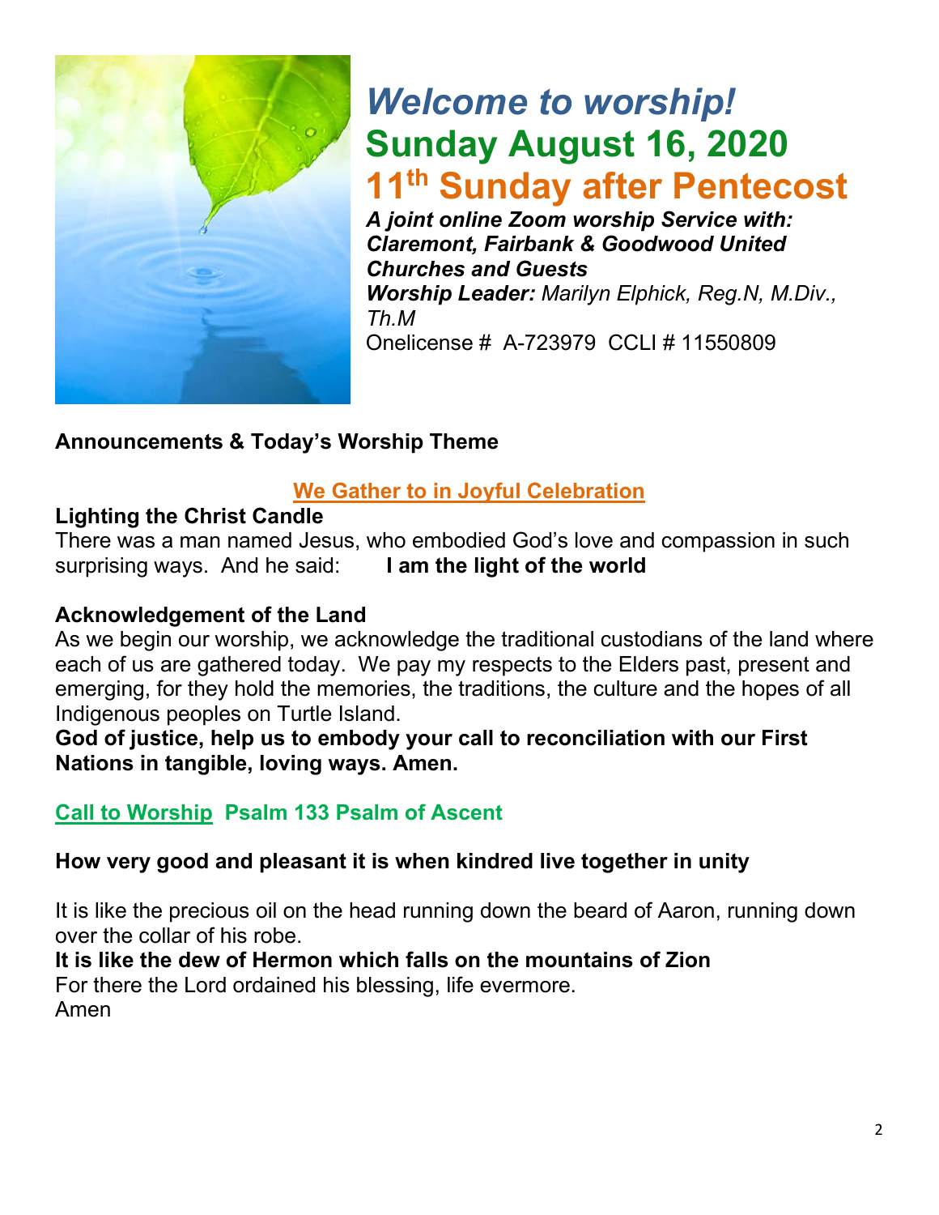# *Welcome to worship!*

## Sunday August 16, 2020

## 11th Sunday after Pentecost

***A joint online Zoom worship Service with: Claremont, Fairbank & Goodwood United Churches and Guests***

***Worship Leader:*** *Marilyn Elphick, Reg.N, M.Div., Th.M*

Onelicense # A-723979 CCLI # 11550809

**Announcements & Today's Worship Theme**

## We Gather to in Joyful Celebration

**Lighting the Christ Candle**

There was a man named Jesus, who embodied God's love and compassion in such surprising ways. And he said: **I am the light of the world**

**Acknowledgement of the Land**

As we begin our worship, we acknowledge the traditional custodians of the land where each of us are gathered today. We pay my respects to the Elders past, present and emerging, for they hold the memories, the traditions, the culture and the hopes of all Indigenous peoples on Turtle Island.

**God of justice, help us to embody your call to reconciliation with our First Nations in tangible, loving ways. Amen.**

**Call to Worship Psalm 133 Psalm of Ascent**

**How very good and pleasant it is when kindred live together in unity**

It is like the precious oil on the head running down the beard of Aaron, running down over the collar of his robe.

**It is like the dew of Hermon which falls on the mountains of Zion**

For there the Lord ordained his blessing, life evermore.

Amen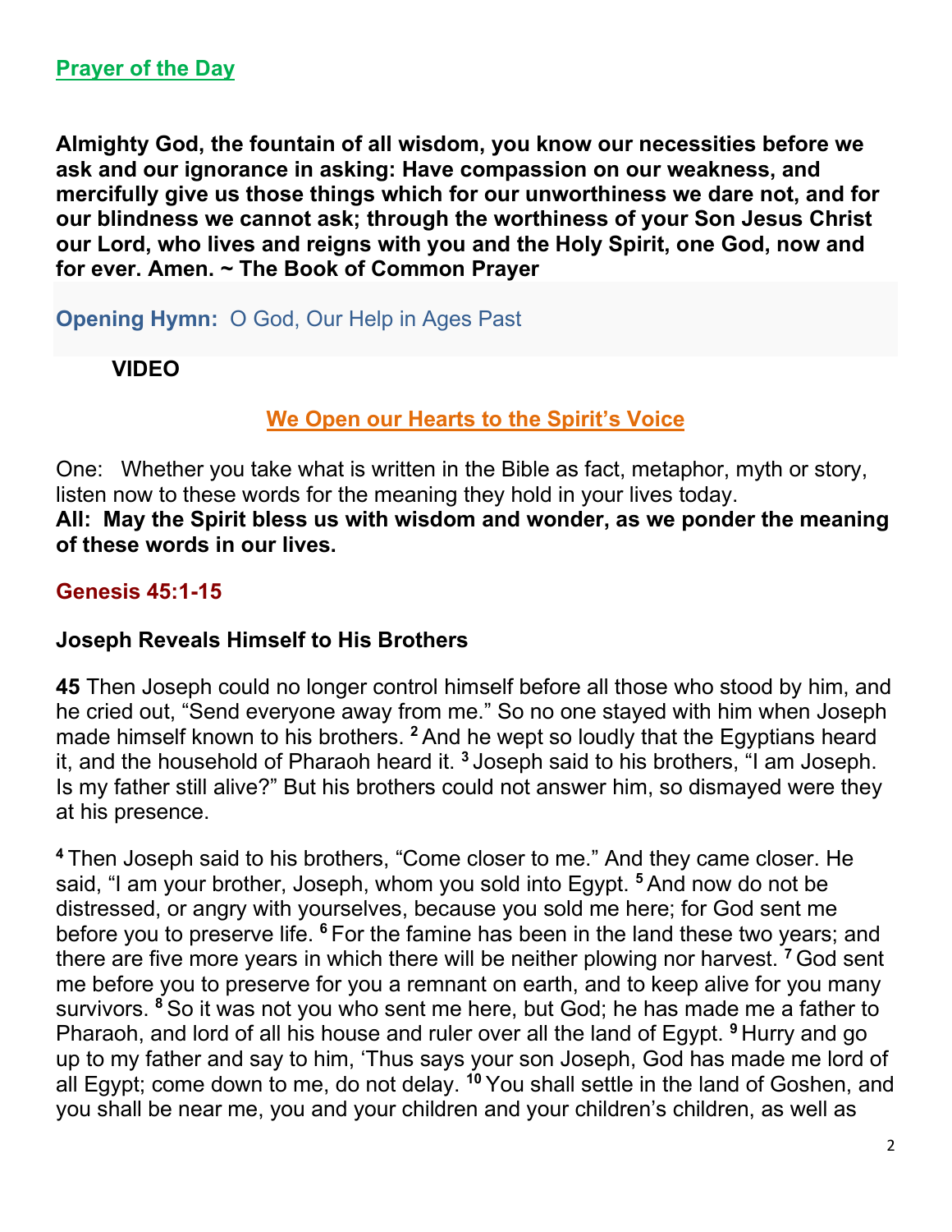## Prayer of the Day

**Almighty God, the fountain of all wisdom, you know our necessities before we ask and our ignorance in asking: Have compassion on our weakness, and mercifully give us those things which for our unworthiness we dare not, and for our blindness we cannot ask; through the worthiness of your Son Jesus Christ our Lord, who lives and reigns with you and the Holy Spirit, one God, now and for ever. Amen. ~ The Book of Common Prayer**

**Opening Hymn:** O God, Our Help in Ages Past

**VIDEO**

## We Open our Hearts to the Spirit's Voice

One: Whether you take what is written in the Bible as fact, metaphor, myth or story, listen now to these words for the meaning they hold in your lives today.

**All: May the Spirit bless us with wisdom and wonder, as we ponder the meaning of these words in our lives.**

### Genesis 45:1-15

**Joseph Reveals Himself to His Brothers**

**45** Then Joseph could no longer control himself before all those who stood by him, and he cried out, "Send everyone away from me." So no one stayed with him when Joseph made himself known to his brothers. [2] And he wept so loudly that the Egyptians heard it, and the household of Pharaoh heard it. [3] Joseph said to his brothers, "I am Joseph. Is my father still alive?" But his brothers could not answer him, so dismayed were they at his presence.

[4] Then Joseph said to his brothers, "Come closer to me." And they came closer. He said, "I am your brother, Joseph, whom you sold into Egypt. [5] And now do not be distressed, or angry with yourselves, because you sold me here; for God sent me before you to preserve life. [6] For the famine has been in the land these two years; and there are five more years in which there will be neither plowing nor harvest. [7] God sent me before you to preserve for you a remnant on earth, and to keep alive for you many survivors. [8] So it was not you who sent me here, but God; he has made me a father to Pharaoh, and lord of all his house and ruler over all the land of Egypt. [9] Hurry and go up to my father and say to him, 'Thus says your son Joseph, God has made me lord of all Egypt; come down to me, do not delay. [10] You shall settle in the land of Goshen, and you shall be near me, you and your children and your children's children, as well as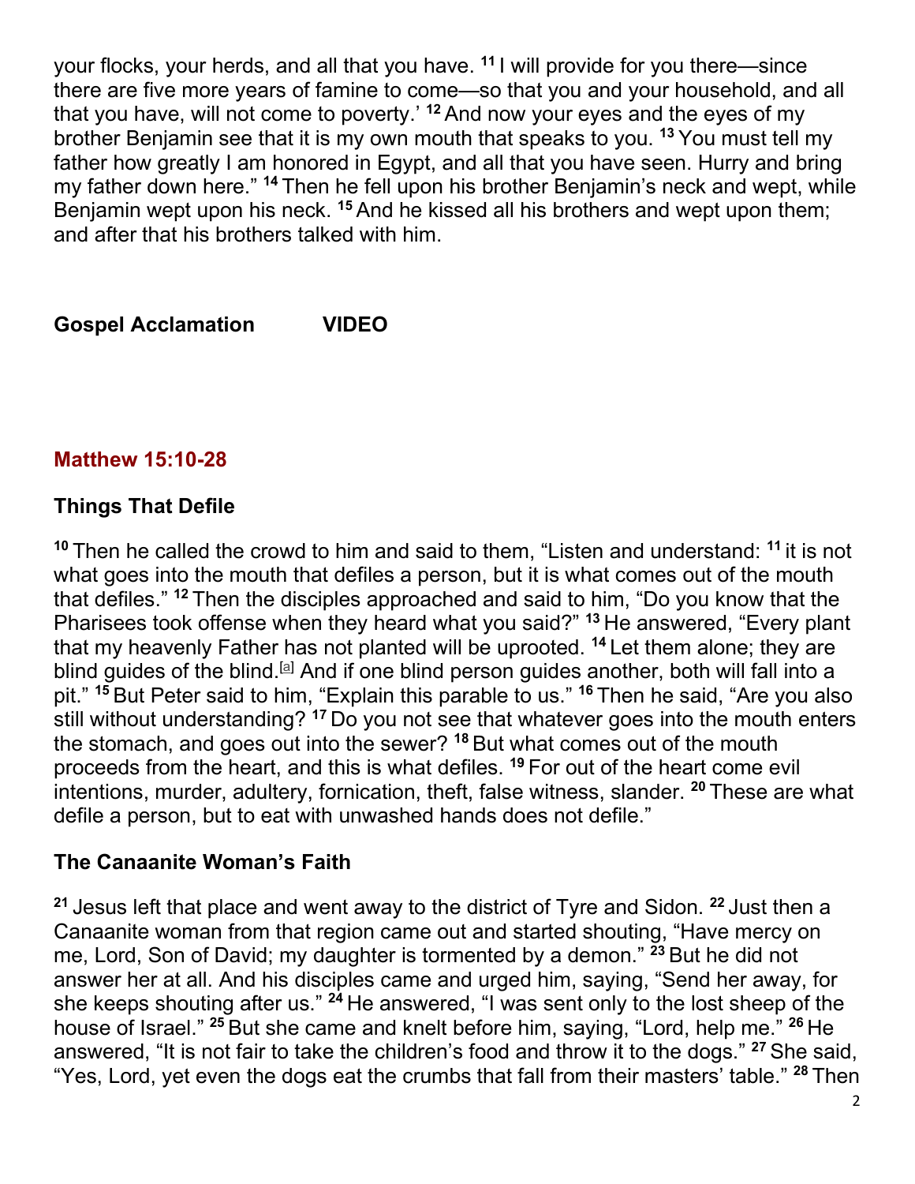your flocks, your herds, and all that you have. [11] I will provide for you there—since there are five more years of famine to come—so that you and your household, and all that you have, will not come to poverty.' [12] And now your eyes and the eyes of my brother Benjamin see that it is my own mouth that speaks to you. [13] You must tell my father how greatly I am honored in Egypt, and all that you have seen. Hurry and bring my father down here." [14] Then he fell upon his brother Benjamin's neck and wept, while Benjamin wept upon his neck. [15] And he kissed all his brothers and wept upon them; and after that his brothers talked with him.

**Gospel Acclamation VIDEO**

## Matthew 15:10-28

### Things That Defile

[10] Then he called the crowd to him and said to them, "Listen and understand: [11] it is not what goes into the mouth that defiles a person, but it is what comes out of the mouth that defiles." [12] Then the disciples approached and said to him, "Do you know that the Pharisees took offense when they heard what you said?" [13] He answered, "Every plant that my heavenly Father has not planted will be uprooted. [14] Let them alone; they are blind guides of the blind.[a] And if one blind person guides another, both will fall into a pit." [15] But Peter said to him, "Explain this parable to us." [16] Then he said, "Are you also still without understanding? [17] Do you not see that whatever goes into the mouth enters the stomach, and goes out into the sewer? [18] But what comes out of the mouth proceeds from the heart, and this is what defiles. [19] For out of the heart come evil intentions, murder, adultery, fornication, theft, false witness, slander. [20] These are what defile a person, but to eat with unwashed hands does not defile."

### The Canaanite Woman's Faith

[21] Jesus left that place and went away to the district of Tyre and Sidon. [22] Just then a Canaanite woman from that region came out and started shouting, "Have mercy on me, Lord, Son of David; my daughter is tormented by a demon." [23] But he did not answer her at all. And his disciples came and urged him, saying, "Send her away, for she keeps shouting after us." [24] He answered, "I was sent only to the lost sheep of the house of Israel." [25] But she came and knelt before him, saying, "Lord, help me." [26] He answered, "It is not fair to take the children's food and throw it to the dogs." [27] She said, "Yes, Lord, yet even the dogs eat the crumbs that fall from their masters' table." [28] Then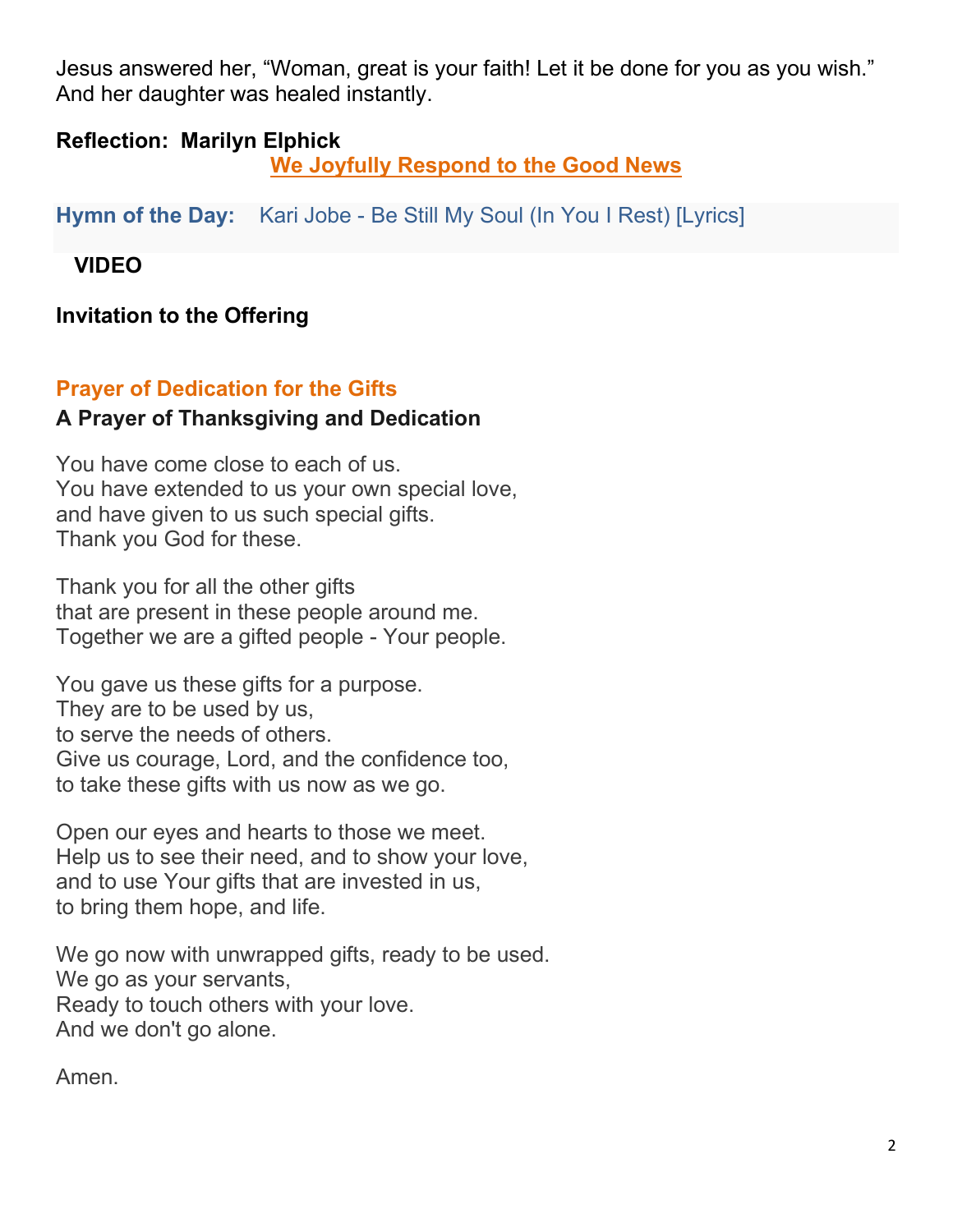Jesus answered her, “Woman, great is your faith! Let it be done for you as you wish.” And her daughter was healed instantly.

**Reflection: Marilyn Elphick**

## We Joyfully Respond to the Good News

**Hymn of the Day:** Kari Jobe - Be Still My Soul (In You I Rest) [Lyrics]

**VIDEO**

**Invitation to the Offering**

### Prayer of Dedication for the Gifts

**A Prayer of Thanksgiving and Dedication**

You have come close to each of us.
You have extended to us your own special love,
and have given to us such special gifts.
Thank you God for these.

Thank you for all the other gifts
that are present in these people around me.
Together we are a gifted people - Your people.

You gave us these gifts for a purpose.
They are to be used by us,
to serve the needs of others.
Give us courage, Lord, and the confidence too,
to take these gifts with us now as we go.

Open our eyes and hearts to those we meet.
Help us to see their need, and to show your love,
and to use Your gifts that are invested in us,
to bring them hope, and life.

We go now with unwrapped gifts, ready to be used.
We go as your servants,
Ready to touch others with your love.
And we don't go alone.

Amen.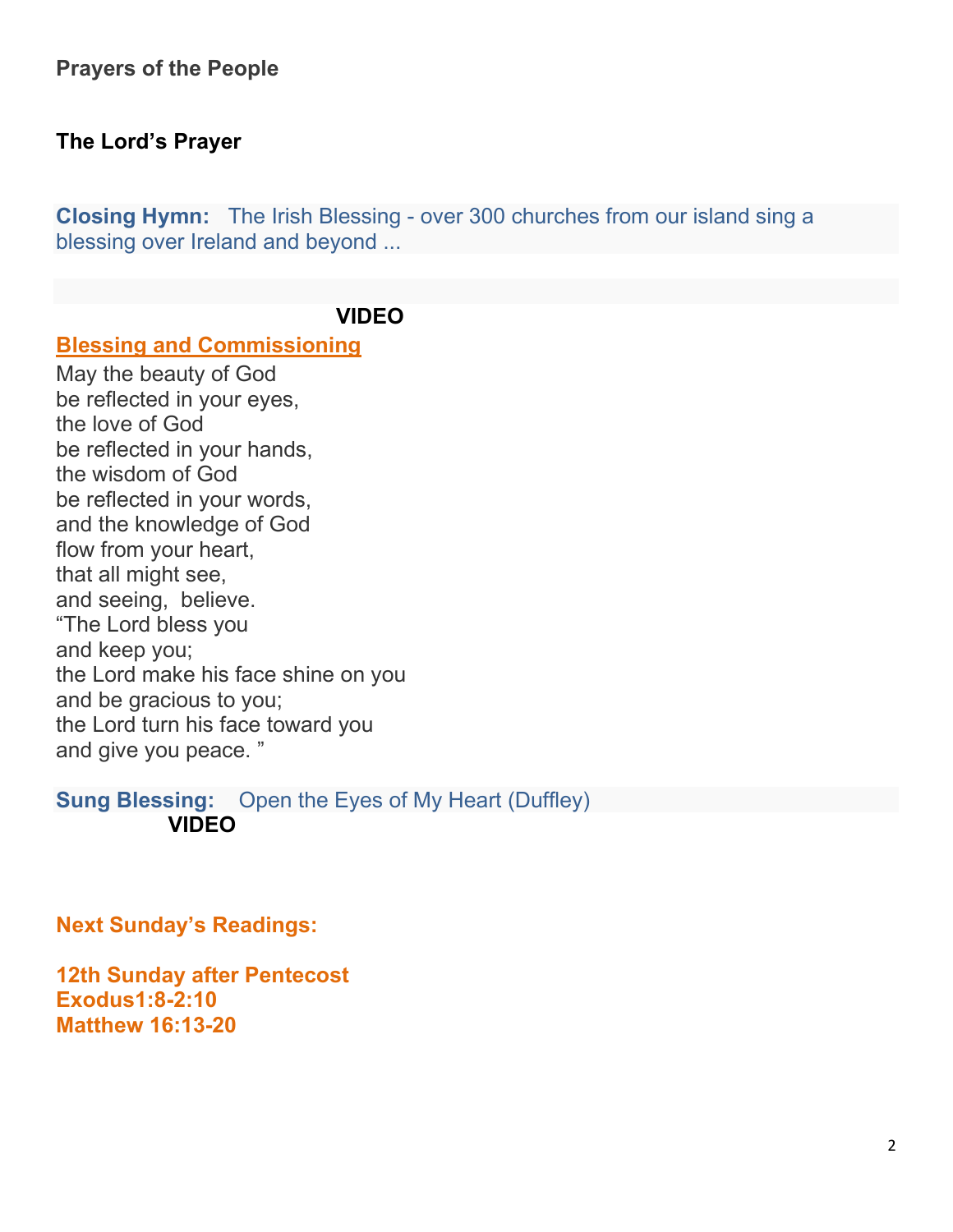**Prayers of the People**

**The Lord's Prayer**

**Closing Hymn:** The Irish Blessing - over 300 churches from our island sing a blessing over Ireland and beyond ...

**VIDEO**

**Blessing and Commissioning**

May the beauty of God
be reflected in your eyes,
the love of God
be reflected in your hands,
the wisdom of God
be reflected in your words,
and the knowledge of God
flow from your heart,
that all might see,
and seeing, believe.
"The Lord bless you
and keep you;
the Lord make his face shine on you
and be gracious to you;
the Lord turn his face toward you
and give you peace. "

**Sung Blessing:** Open the Eyes of My Heart (Duffley)

**VIDEO**

**Next Sunday's Readings:**

**12th Sunday after Pentecost**
**Exodus1:8-2:10**
**Matthew 16:13-20**